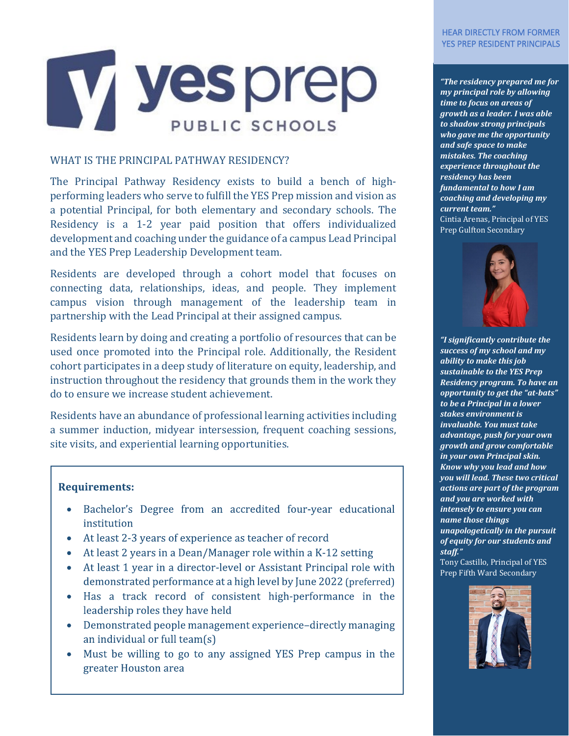# yes prep PUBLIC SCHOOLS

## WHAT IS THE PRINCIPAL PATHWAY RESIDENCY?

The Principal Pathway Residency exists to build a bench of high-performing leaders who serve to fulfill the YES Prep mission and vision as a potential Principal, for both elementary and secondary schools. The Residency is a 1-2 year paid position that offers individualized development and coaching under the guidance of a campus Lead Principal and the YES Prep Leadership Development team.

Residents are developed through a cohort model that focuses on connecting data, relationships, ideas, and people. They implement campus vision through management of the leadership team in partnership with the Lead Principal at their assigned campus.

Residents learn by doing and creating a portfolio of resources that can be used once promoted into the Principal role. Additionally, the Resident cohort participates in a deep study of literature on equity, leadership, and instruction throughout the residency that grounds them in the work they do to ensure we increase student achievement.

Residents have an abundance of professional learning activities including a summer induction, midyear intersession, frequent coaching sessions, site visits, and experiential learning opportunities.

**Requirements:**

- Bachelor's Degree from an accredited four-year educational institution
- At least 2-3 years of experience as teacher of record
- At least 2 years in a Dean/Manager role within a K-12 setting
- At least 1 year in a director-level or Assistant Principal role with demonstrated performance at a high level by June 2022 (preferred)
- Has a track record of consistent high-performance in the leadership roles they have held
- Demonstrated people management experience–directly managing an individual or full team(s)
- Must be willing to go to any assigned YES Prep campus in the greater Houston area

## HEAR DIRECTLY FROM FORMER YES PREP RESIDENT PRINCIPALS

***"The residency prepared me for my principal role by allowing time to focus on areas of growth as a leader. I was able to shadow strong principals who gave me the opportunity and safe space to make mistakes. The coaching experience throughout the residency has been fundamental to how I am coaching and developing my current team."***

Cintia Arenas, Principal of YES Prep Gulfton Secondary

***"I significantly contribute the success of my school and my ability to make this job sustainable to the YES Prep Residency program. To have an opportunity to get the "at-bats" to be a Principal in a lower stakes environment is invaluable. You must take advantage, push for your own growth and grow comfortable in your own Principal skin. Know why you lead and how you will lead. These two critical actions are part of the program and you are worked with intensely to ensure you can name those things unapologetically in the pursuit of equity for our students and staff."***

Tony Castillo, Principal of YES Prep Fifth Ward Secondary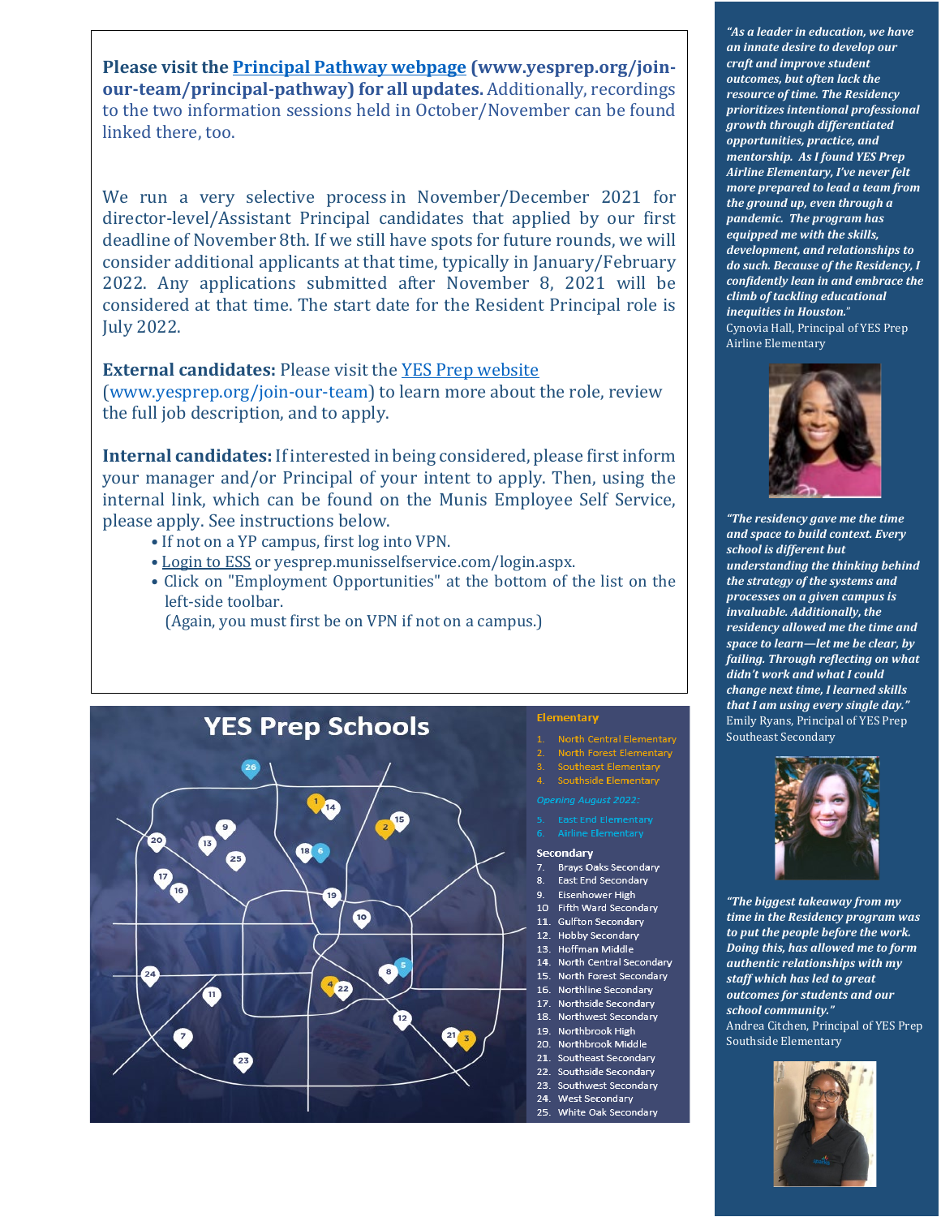**Please visit the Principal Pathway webpage (www.yesprep.org/join-our-team/principal-pathway) for all updates.** Additionally, recordings to the two information sessions held in October/November can be found linked there, too.

We run a very selective process in November/December 2021 for director-level/Assistant Principal candidates that applied by our first deadline of November 8th. If we still have spots for future rounds, we will consider additional applicants at that time, typically in January/February 2022. Any applications submitted after November 8, 2021 will be considered at that time. The start date for the Resident Principal role is July 2022.

**External candidates:** Please visit the YES Prep website (www.yesprep.org/join-our-team) to learn more about the role, review the full job description, and to apply.

**Internal candidates:** If interested in being considered, please first inform your manager and/or Principal of your intent to apply. Then, using the internal link, which can be found on the Munis Employee Self Service, please apply. See instructions below.

- If not on a YP campus, first log into VPN.
- Login to ESS or yesprep.munisselfservice.com/login.aspx.
- Click on "Employment Opportunities" at the bottom of the list on the left-side toolbar.
  (Again, you must first be on VPN if not on a campus.)

## YES Prep Schools

**Elementary**

1. North Central Elementary
2. North Forest Elementary
3. Southeast Elementary
4. Southside Elementary

*Opening August 2022:*

5. East End Elementary
6. Airline Elementary

**Secondary**

7. Brays Oaks Secondary
8. East End Secondary
9. Eisenhower High
10. Fifth Ward Secondary
11. Gulfton Secondary
12. Hobby Secondary
13. Hoffman Middle
14. North Central Secondary
15. North Forest Secondary
16. Northline Secondary
17. Northside Secondary
18. Northwest Secondary
19. Northbrook High
20. Northbrook Middle
21. Southeast Secondary
22. Southside Secondary
23. Southwest Secondary
24. West Secondary
25. White Oak Secondary

***"As a leader in education, we have an innate desire to develop our craft and improve student outcomes, but often lack the resource of time. The Residency prioritizes intentional professional growth through differentiated opportunities, practice, and mentorship. As I found YES Prep Airline Elementary, I've never felt more prepared to lead a team from the ground up, even through a pandemic. The program has equipped me with the skills, development, and relationships to do such. Because of the Residency, I confidently lean in and embrace the climb of tackling educational inequities in Houston."***

Cynovia Hall, Principal of YES Prep Airline Elementary

***"The residency gave me the time and space to build context. Every school is different but understanding the thinking behind the strategy of the systems and processes on a given campus is invaluable. Additionally, the residency allowed me the time and space to learn—let me be clear, by failing. Through reflecting on what didn't work and what I could change next time, I learned skills that I am using every single day."***

Emily Ryans, Principal of YES Prep Southeast Secondary

***"The biggest takeaway from my time in the Residency program was to put the people before the work. Doing this, has allowed me to form authentic relationships with my staff which has led to great outcomes for students and our school community."***

Andrea Citchen, Principal of YES Prep Southside Elementary